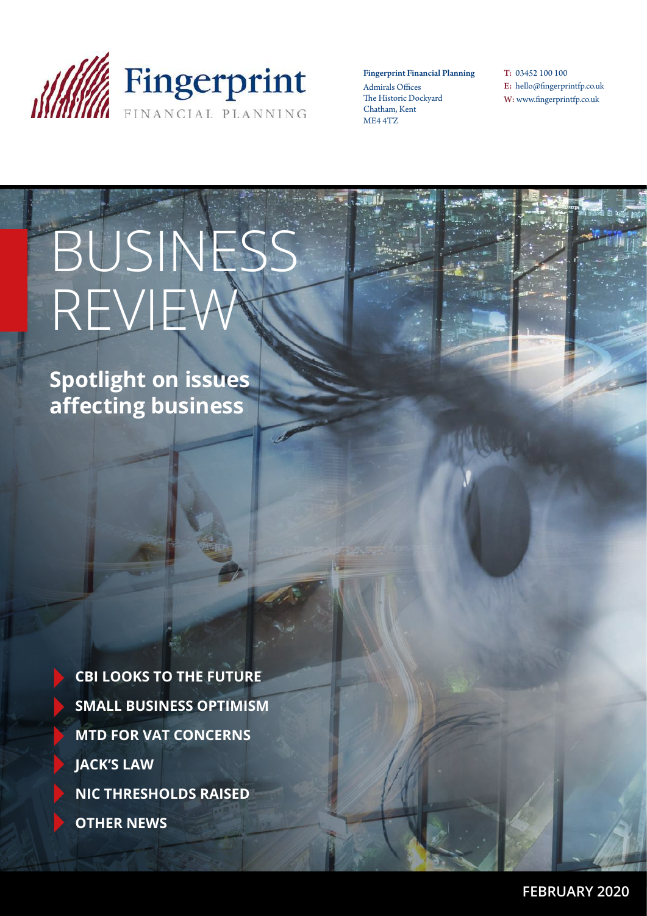Fingerprint FINANCIAL PLANNING

**Fingerprint Financial Planning**
Admirals Offices
The Historic Dockyard
Chatham, Kent
ME4 4TZ

**T:** 03452 100 100
**E:** hello@fingerprintfp.co.uk
**W:** www.fingerprintfp.co.uk

# BUSINESS REVIEW

## Spotlight on issues affecting business

- **CBI LOOKS TO THE FUTURE**
- **SMALL BUSINESS OPTIMISM**
- **MTD FOR VAT CONCERNS**
- **JACK'S LAW**
- **NIC THRESHOLDS RAISED**
- **OTHER NEWS**

**FEBRUARY 2020**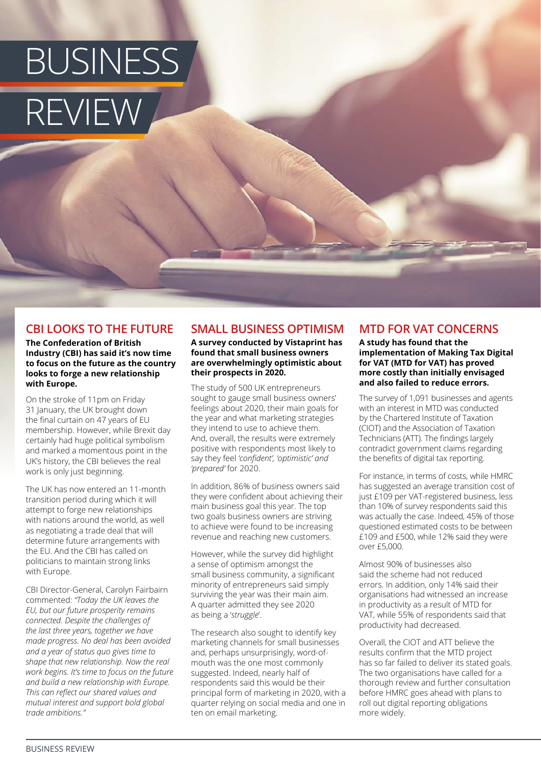# BUSINESS REVIEW

## CBI LOOKS TO THE FUTURE

**The Confederation of British Industry (CBI) has said it's now time to focus on the future as the country looks to forge a new relationship with Europe.**

On the stroke of 11pm on Friday 31 January, the UK brought down the final curtain on 47 years of EU membership. However, while Brexit day certainly had huge political symbolism and marked a momentous point in the UK's history, the CBI believes the real work is only just beginning.

The UK has now entered an 11-month transition period during which it will attempt to forge new relationships with nations around the world, as well as negotiating a trade deal that will determine future arrangements with the EU. And the CBI has called on politicians to maintain strong links with Europe.

CBI Director-General, Carolyn Fairbairn commented: *"Today the UK leaves the EU, but our future prosperity remains connected. Despite the challenges of the last three years, together we have made progress. No deal has been avoided and a year of status quo gives time to shape that new relationship. Now the real work begins. It's time to focus on the future and build a new relationship with Europe. This can reflect our shared values and mutual interest and support bold global trade ambitions."*

## SMALL BUSINESS OPTIMISM

**A survey conducted by Vistaprint has found that small business owners are overwhelmingly optimistic about their prospects in 2020.**

The study of 500 UK entrepreneurs sought to gauge small business owners' feelings about 2020, their main goals for the year and what marketing strategies they intend to use to achieve them. And, overall, the results were extremely positive with respondents most likely to say they feel *'confident', 'optimistic' and 'prepared'* for 2020.

In addition, 86% of business owners said they were confident about achieving their main business goal this year. The top two goals business owners are striving to achieve were found to be increasing revenue and reaching new customers.

However, while the survey did highlight a sense of optimism amongst the small business community, a significant minority of entrepreneurs said simply surviving the year was their main aim. A quarter admitted they see 2020 as being a '*struggle*'.

The research also sought to identify key marketing channels for small businesses and, perhaps unsurprisingly, word-of-mouth was the one most commonly suggested. Indeed, nearly half of respondents said this would be their principal form of marketing in 2020, with a quarter relying on social media and one in ten on email marketing.

## MTD FOR VAT CONCERNS

**A study has found that the implementation of Making Tax Digital for VAT (MTD for VAT) has proved more costly than initially envisaged and also failed to reduce errors.**

The survey of 1,091 businesses and agents with an interest in MTD was conducted by the Chartered Institute of Taxation (CIOT) and the Association of Taxation Technicians (ATT). The findings largely contradict government claims regarding the benefits of digital tax reporting.

For instance, in terms of costs, while HMRC has suggested an average transition cost of just £109 per VAT-registered business, less than 10% of survey respondents said this was actually the case. Indeed, 45% of those questioned estimated costs to be between £109 and £500, while 12% said they were over £5,000.

Almost 90% of businesses also said the scheme had not reduced errors. In addition, only 14% said their organisations had witnessed an increase in productivity as a result of MTD for VAT, while 55% of respondents said that productivity had decreased.

Overall, the CIOT and ATT believe the results confirm that the MTD project has so far failed to deliver its stated goals. The two organisations have called for a thorough review and further consultation before HMRC goes ahead with plans to roll out digital reporting obligations more widely.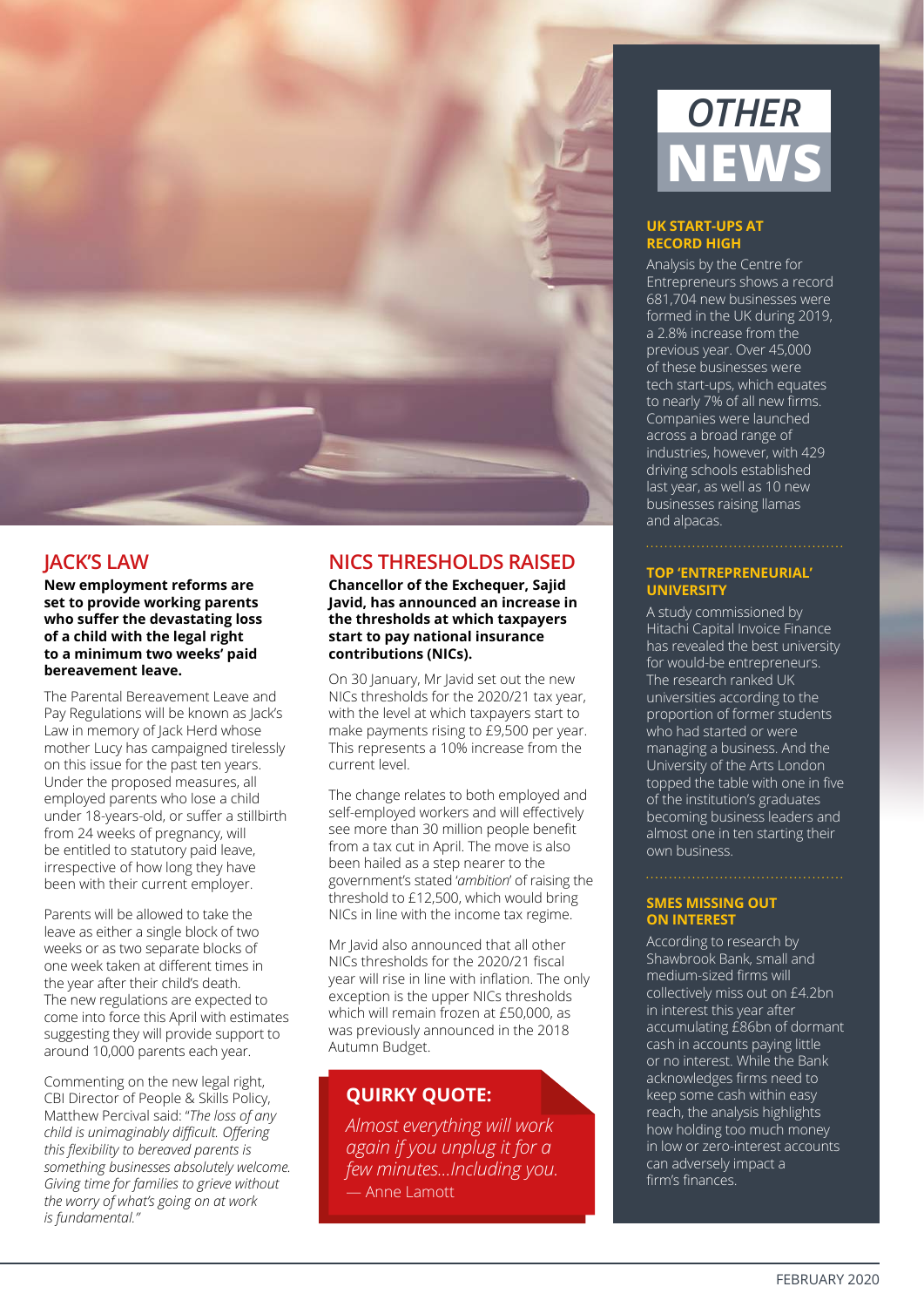## JACK'S LAW

**New employment reforms are set to provide working parents who suffer the devastating loss of a child with the legal right to a minimum two weeks' paid bereavement leave.**

The Parental Bereavement Leave and Pay Regulations will be known as Jack's Law in memory of Jack Herd whose mother Lucy has campaigned tirelessly on this issue for the past ten years. Under the proposed measures, all employed parents who lose a child under 18-years-old, or suffer a stillbirth from 24 weeks of pregnancy, will be entitled to statutory paid leave, irrespective of how long they have been with their current employer.

Parents will be allowed to take the leave as either a single block of two weeks or as two separate blocks of one week taken at different times in the year after their child's death. The new regulations are expected to come into force this April with estimates suggesting they will provide support to around 10,000 parents each year.

Commenting on the new legal right, CBI Director of People & Skills Policy, Matthew Percival said: "*The loss of any child is unimaginably difficult. Offering this flexibility to bereaved parents is something businesses absolutely welcome. Giving time for families to grieve without the worry of what's going on at work is fundamental.*"

## NICS THRESHOLDS RAISED

**Chancellor of the Exchequer, Sajid Javid, has announced an increase in the thresholds at which taxpayers start to pay national insurance contributions (NICs).**

On 30 January, Mr Javid set out the new NICs thresholds for the 2020/21 tax year, with the level at which taxpayers start to make payments rising to £9,500 per year. This represents a 10% increase from the current level.

The change relates to both employed and self-employed workers and will effectively see more than 30 million people benefit from a tax cut in April. The move is also been hailed as a step nearer to the government's stated '*ambition*' of raising the threshold to £12,500, which would bring NICs in line with the income tax regime.

Mr Javid also announced that all other NICs thresholds for the 2020/21 fiscal year will rise in line with inflation. The only exception is the upper NICs thresholds which will remain frozen at £50,000, as was previously announced in the 2018 Autumn Budget.

### QUIRKY QUOTE:

*Almost everything will work again if you unplug it for a few minutes...Including you.*
— Anne Lamott

# OTHER NEWS

### UK START-UPS AT RECORD HIGH

Analysis by the Centre for Entrepreneurs shows a record 681,704 new businesses were formed in the UK during 2019, a 2.8% increase from the previous year. Over 45,000 of these businesses were tech start-ups, which equates to nearly 7% of all new firms. Companies were launched across a broad range of industries, however, with 429 driving schools established last year, as well as 10 new businesses raising llamas and alpacas.

### TOP 'ENTREPRENEURIAL' UNIVERSITY

A study commissioned by Hitachi Capital Invoice Finance has revealed the best university for would-be entrepreneurs. The research ranked UK universities according to the proportion of former students who had started or were managing a business. And the University of the Arts London topped the table with one in five of the institution's graduates becoming business leaders and almost one in ten starting their own business.

### SMES MISSING OUT ON INTEREST

According to research by Shawbrook Bank, small and medium-sized firms will collectively miss out on £4.2bn in interest this year after accumulating £86bn of dormant cash in accounts paying little or no interest. While the Bank acknowledges firms need to keep some cash within easy reach, the analysis highlights how holding too much money in low or zero-interest accounts can adversely impact a firm's finances.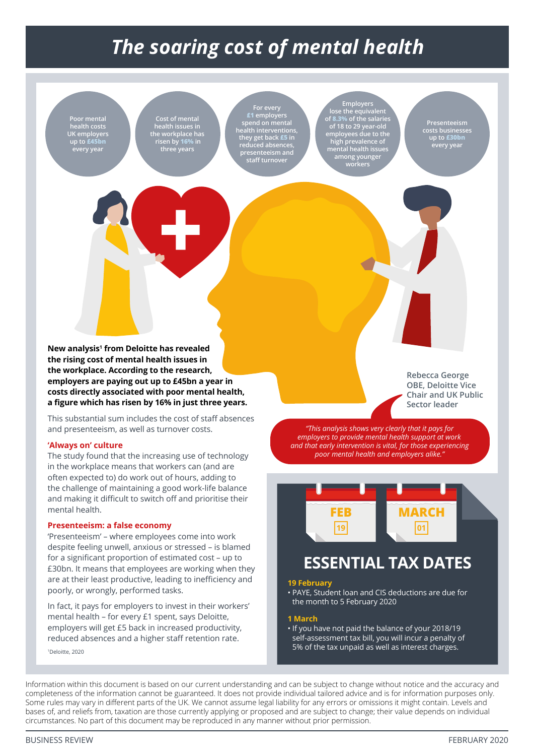# The soaring cost of mental health

Poor mental health costs UK employers up to £45bn every year

Cost of mental health issues in the workplace has risen by 16% in three years

For every £1 employers spend on mental health interventions, they get back £5 in reduced absences, presenteeism and staff turnover

Employers lose the equivalent of 8.3% of the salaries of 18 to 29 year-old employees due to the high prevalence of mental health issues among younger workers

Presenteeism costs businesses up to £30bn every year

**New analysis[1] from Deloitte has revealed the rising cost of mental health issues in the workplace. According to the research, employers are paying out up to £45bn a year in costs directly associated with poor mental health, a figure which has risen by 16% in just three years.**

This substantial sum includes the cost of staff absences and presenteeism, as well as turnover costs.

### 'Always on' culture

The study found that the increasing use of technology in the workplace means that workers can (and are often expected to) do work out of hours, adding to the challenge of maintaining a good work-life balance and making it difficult to switch off and prioritise their mental health.

### Presenteeism: a false economy

'Presenteeism' – where employees come into work despite feeling unwell, anxious or stressed – is blamed for a significant proportion of estimated cost – up to £30bn. It means that employees are working when they are at their least productive, leading to inefficiency and poorly, or wrongly, performed tasks.

In fact, it pays for employers to invest in their workers' mental health – for every £1 spent, says Deloitte, employers will get £5 back in increased productivity, reduced absences and a higher staff retention rate.

[1]Deloitte, 2020

Rebecca George OBE, Deloitte Vice Chair and UK Public Sector leader

*"This analysis shows very clearly that it pays for employers to provide mental health support at work and that early intervention is vital, for those experiencing poor mental health and employers alike."*

FEB 19

MARCH 01

## ESSENTIAL TAX DATES

**19 February**

- PAYE, Student loan and CIS deductions are due for the month to 5 February 2020

**1 March**

- If you have not paid the balance of your 2018/19 self-assessment tax bill, you will incur a penalty of 5% of the tax unpaid as well as interest charges.

Information within this document is based on our current understanding and can be subject to change without notice and the accuracy and completeness of the information cannot be guaranteed. It does not provide individual tailored advice and is for information purposes only. Some rules may vary in different parts of the UK. We cannot assume legal liability for any errors or omissions it might contain. Levels and bases of, and reliefs from, taxation are those currently applying or proposed and are subject to change; their value depends on individual circumstances. No part of this document may be reproduced in any manner without prior permission.